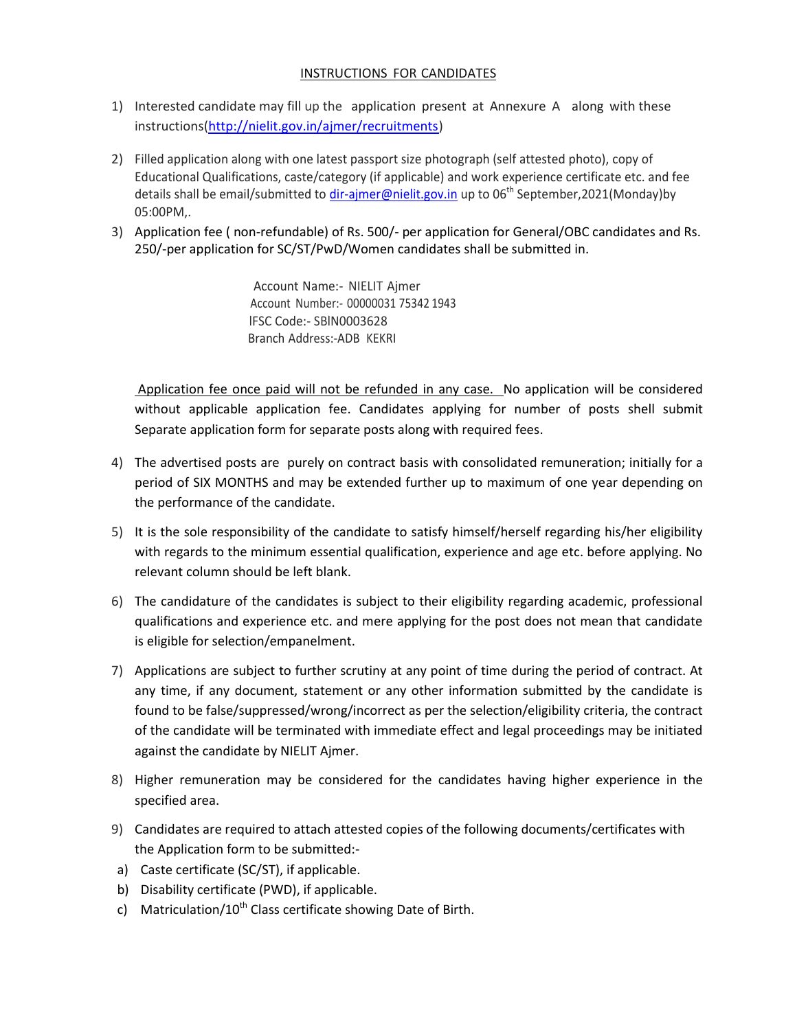## INSTRUCTIONS FOR CANDIDATES

1) Interested candidate may fill up the application present at Annexure A along with these instructions(http://nielit.gov.in/ajmer/recruitments)

2) Filled application along with one latest passport size photograph (self attested photo), copy of Educational Qualifications, caste/category (if applicable) and work experience certificate etc. and fee details shall be email/submitted to dir-ajmer@nielit.gov.in up to 06th September,2021(Monday)by 05:00PM,.

3) Application fee ( non-refundable) of Rs. 500/- per application for General/OBC candidates and Rs. 250/-per application for SC/ST/PwD/Women candidates shall be submitted in.

   Account Name:- NIELIT Ajmer
   Account Number:- 00000031 75342 1943
   IFSC Code:- SBIN0003628
   Branch Address:-ADB KEKRI

   Application fee once paid will not be refunded in any case. No application will be considered without applicable application fee. Candidates applying for number of posts shell submit Separate application form for separate posts along with required fees.

4) The advertised posts are purely on contract basis with consolidated remuneration; initially for a period of SIX MONTHS and may be extended further up to maximum of one year depending on the performance of the candidate.

5) It is the sole responsibility of the candidate to satisfy himself/herself regarding his/her eligibility with regards to the minimum essential qualification, experience and age etc. before applying. No relevant column should be left blank.

6) The candidature of the candidates is subject to their eligibility regarding academic, professional qualifications and experience etc. and mere applying for the post does not mean that candidate is eligible for selection/empanelment.

7) Applications are subject to further scrutiny at any point of time during the period of contract. At any time, if any document, statement or any other information submitted by the candidate is found to be false/suppressed/wrong/incorrect as per the selection/eligibility criteria, the contract of the candidate will be terminated with immediate effect and legal proceedings may be initiated against the candidate by NIELIT Ajmer.

8) Higher remuneration may be considered for the candidates having higher experience in the specified area.

9) Candidates are required to attach attested copies of the following documents/certificates with the Application form to be submitted:-

   a) Caste certificate (SC/ST), if applicable.
   b) Disability certificate (PWD), if applicable.
   c) Matriculation/10th Class certificate showing Date of Birth.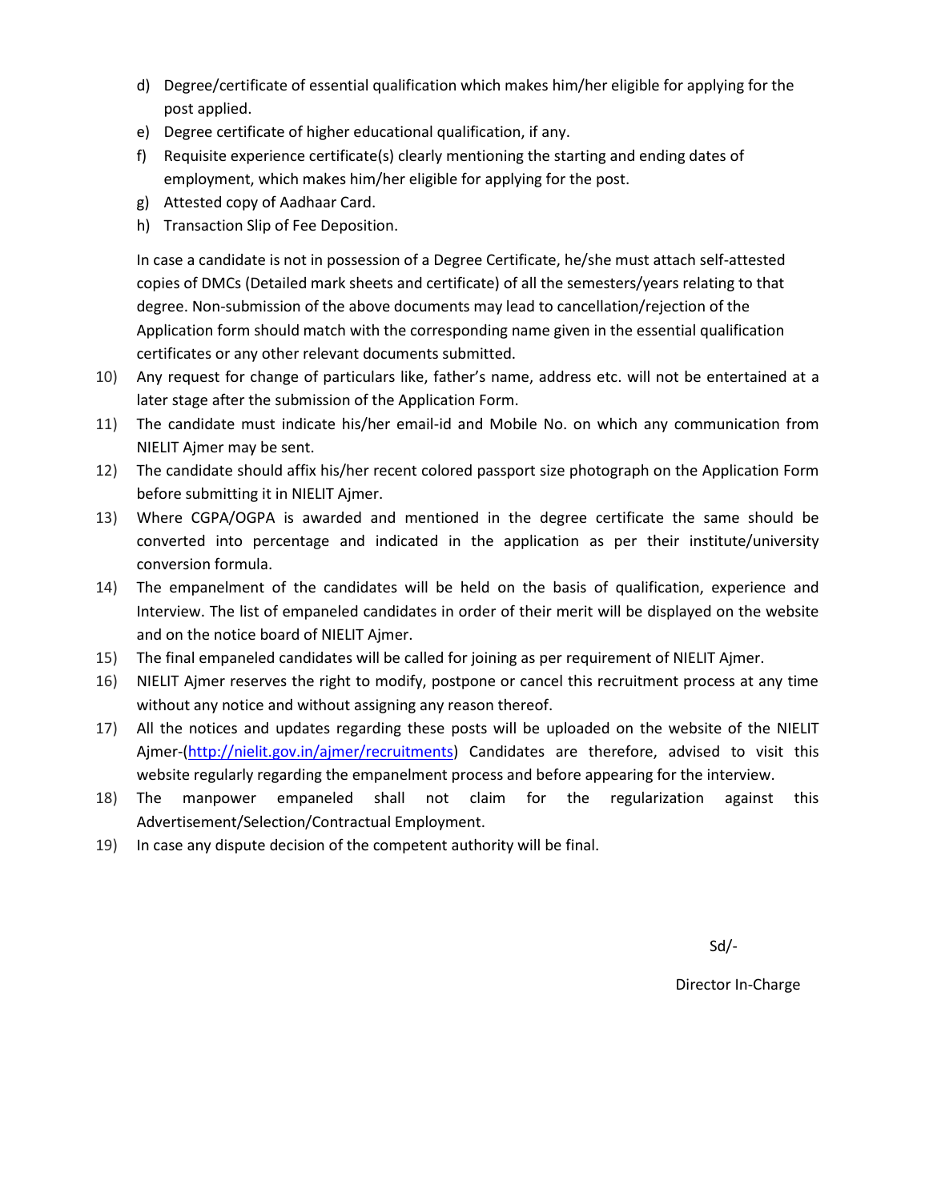d) Degree/certificate of essential qualification which makes him/her eligible for applying for the post applied.
e) Degree certificate of higher educational qualification, if any.
f) Requisite experience certificate(s) clearly mentioning the starting and ending dates of employment, which makes him/her eligible for applying for the post.
g) Attested copy of Aadhaar Card.
h) Transaction Slip of Fee Deposition.

In case a candidate is not in possession of a Degree Certificate, he/she must attach self-attested copies of DMCs (Detailed mark sheets and certificate) of all the semesters/years relating to that degree. Non-submission of the above documents may lead to cancellation/rejection of the Application form should match with the corresponding name given in the essential qualification certificates or any other relevant documents submitted.

10) Any request for change of particulars like, father's name, address etc. will not be entertained at a later stage after the submission of the Application Form.
11) The candidate must indicate his/her email-id and Mobile No. on which any communication from NIELIT Ajmer may be sent.
12) The candidate should affix his/her recent colored passport size photograph on the Application Form before submitting it in NIELIT Ajmer.
13) Where CGPA/OGPA is awarded and mentioned in the degree certificate the same should be converted into percentage and indicated in the application as per their institute/university conversion formula.
14) The empanelment of the candidates will be held on the basis of qualification, experience and Interview. The list of empaneled candidates in order of their merit will be displayed on the website and on the notice board of NIELIT Ajmer.
15) The final empaneled candidates will be called for joining as per requirement of NIELIT Ajmer.
16) NIELIT Ajmer reserves the right to modify, postpone or cancel this recruitment process at any time without any notice and without assigning any reason thereof.
17) All the notices and updates regarding these posts will be uploaded on the website of the NIELIT Ajmer-(http://nielit.gov.in/ajmer/recruitments) Candidates are therefore, advised to visit this website regularly regarding the empanelment process and before appearing for the interview.
18) The manpower empaneled shall not claim for the regularization against this Advertisement/Selection/Contractual Employment.
19) In case any dispute decision of the competent authority will be final.

Sd/-

Director In-Charge